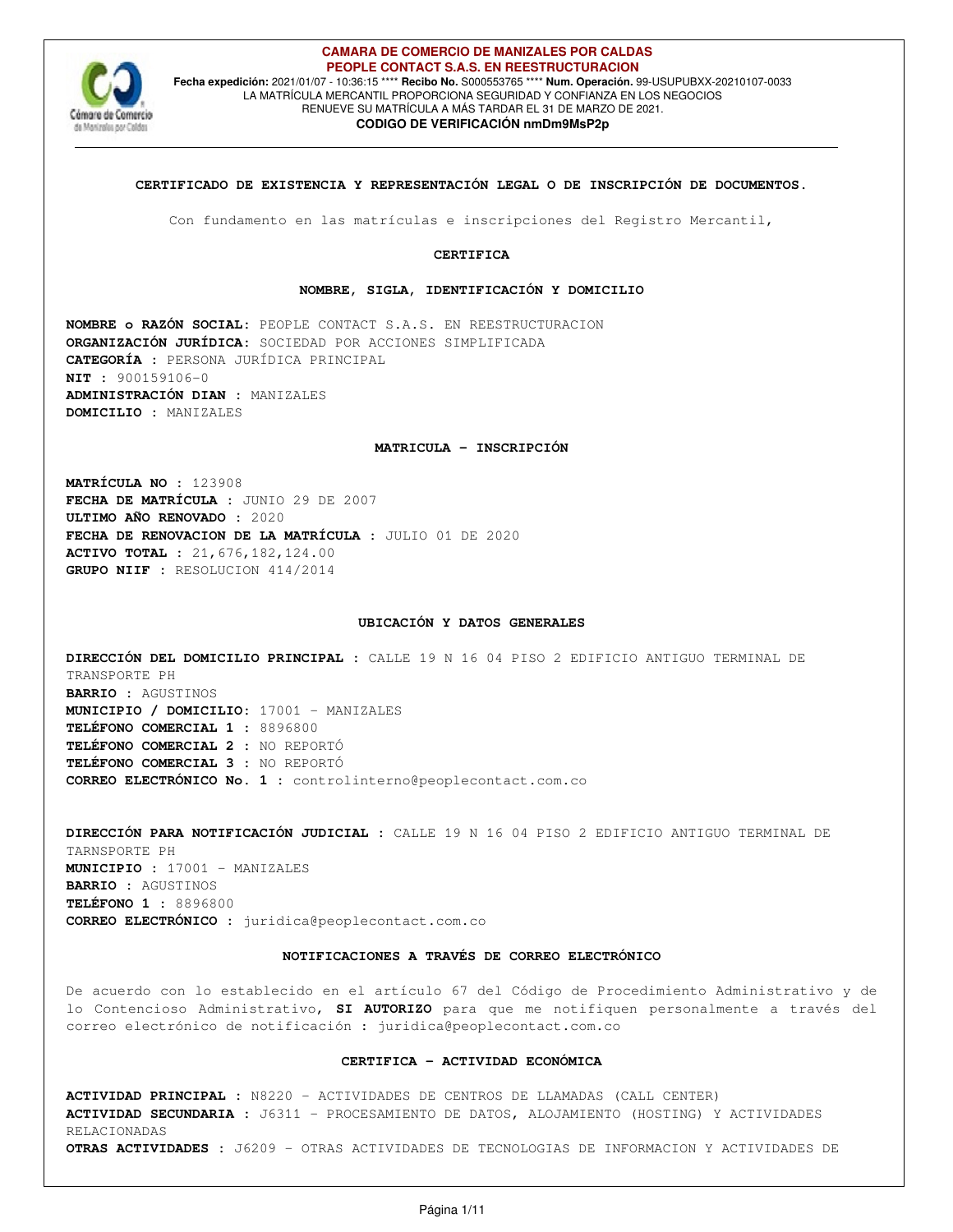**CAMARA DE COMERCIO DE MANIZALES POR CALDAS**
**PEOPLE CONTACT S.A.S. EN REESTRUCTURACION**
**Fecha expedición:** 2021/01/07 - 10:36:15 **** **Recibo No.** S000553765 **** **Num. Operación.** 99-USUPUBXX-20210107-0033
LA MATRÍCULA MERCANTIL PROPORCIONA SEGURIDAD Y CONFIANZA EN LOS NEGOCIOS
RENUEVE SU MATRÍCULA A MÁS TARDAR EL 31 DE MARZO DE 2021.
**CODIGO DE VERIFICACIÓN nmDm9MsP2p**

## CERTIFICADO DE EXISTENCIA Y REPRESENTACIÓN LEGAL O DE INSCRIPCIÓN DE DOCUMENTOS.

Con fundamento en las matrículas e inscripciones del Registro Mercantil,

### CERTIFICA

### NOMBRE, SIGLA, IDENTIFICACIÓN Y DOMICILIO

**NOMBRE o RAZÓN SOCIAL:** PEOPLE CONTACT S.A.S. EN REESTRUCTURACION
**ORGANIZACIÓN JURÍDICA:** SOCIEDAD POR ACCIONES SIMPLIFICADA
**CATEGORÍA :** PERSONA JURÍDICA PRINCIPAL
**NIT :** 900159106-0
**ADMINISTRACIÓN DIAN :** MANIZALES
**DOMICILIO :** MANIZALES

### MATRICULA - INSCRIPCIÓN

**MATRÍCULA NO :** 123908
**FECHA DE MATRÍCULA :** JUNIO 29 DE 2007
**ULTIMO AÑO RENOVADO :** 2020
**FECHA DE RENOVACION DE LA MATRÍCULA :** JULIO 01 DE 2020
**ACTIVO TOTAL :** 21,676,182,124.00
**GRUPO NIIF :** RESOLUCION 414/2014

### UBICACIÓN Y DATOS GENERALES

**DIRECCIÓN DEL DOMICILIO PRINCIPAL :** CALLE 19 N 16 04 PISO 2 EDIFICIO ANTIGUO TERMINAL DE TRANSPORTE PH
**BARRIO :** AGUSTINOS
**MUNICIPIO / DOMICILIO:** 17001 - MANIZALES
**TELÉFONO COMERCIAL 1 :** 8896800
**TELÉFONO COMERCIAL 2 :** NO REPORTÓ
**TELÉFONO COMERCIAL 3 :** NO REPORTÓ
**CORREO ELECTRÓNICO No. 1 :** controlinterno@peoplecontact.com.co

**DIRECCIÓN PARA NOTIFICACIÓN JUDICIAL :** CALLE 19 N 16 04 PISO 2 EDIFICIO ANTIGUO TERMINAL DE TARNSPORTE PH
**MUNICIPIO :** 17001 - MANIZALES
**BARRIO :** AGUSTINOS
**TELÉFONO 1 :** 8896800
**CORREO ELECTRÓNICO :** juridica@peoplecontact.com.co

### NOTIFICACIONES A TRAVÉS DE CORREO ELECTRÓNICO

De acuerdo con lo establecido en el artículo 67 del Código de Procedimiento Administrativo y de lo Contencioso Administrativo, **SI AUTORIZO** para que me notifiquen personalmente a través del correo electrónico de notificación : juridica@peoplecontact.com.co

### CERTIFICA - ACTIVIDAD ECONÓMICA

**ACTIVIDAD PRINCIPAL :** N8220 - ACTIVIDADES DE CENTROS DE LLAMADAS (CALL CENTER)
**ACTIVIDAD SECUNDARIA :** J6311 - PROCESAMIENTO DE DATOS, ALOJAMIENTO (HOSTING) Y ACTIVIDADES RELACIONADAS
**OTRAS ACTIVIDADES :** J6209 - OTRAS ACTIVIDADES DE TECNOLOGIAS DE INFORMACION Y ACTIVIDADES DE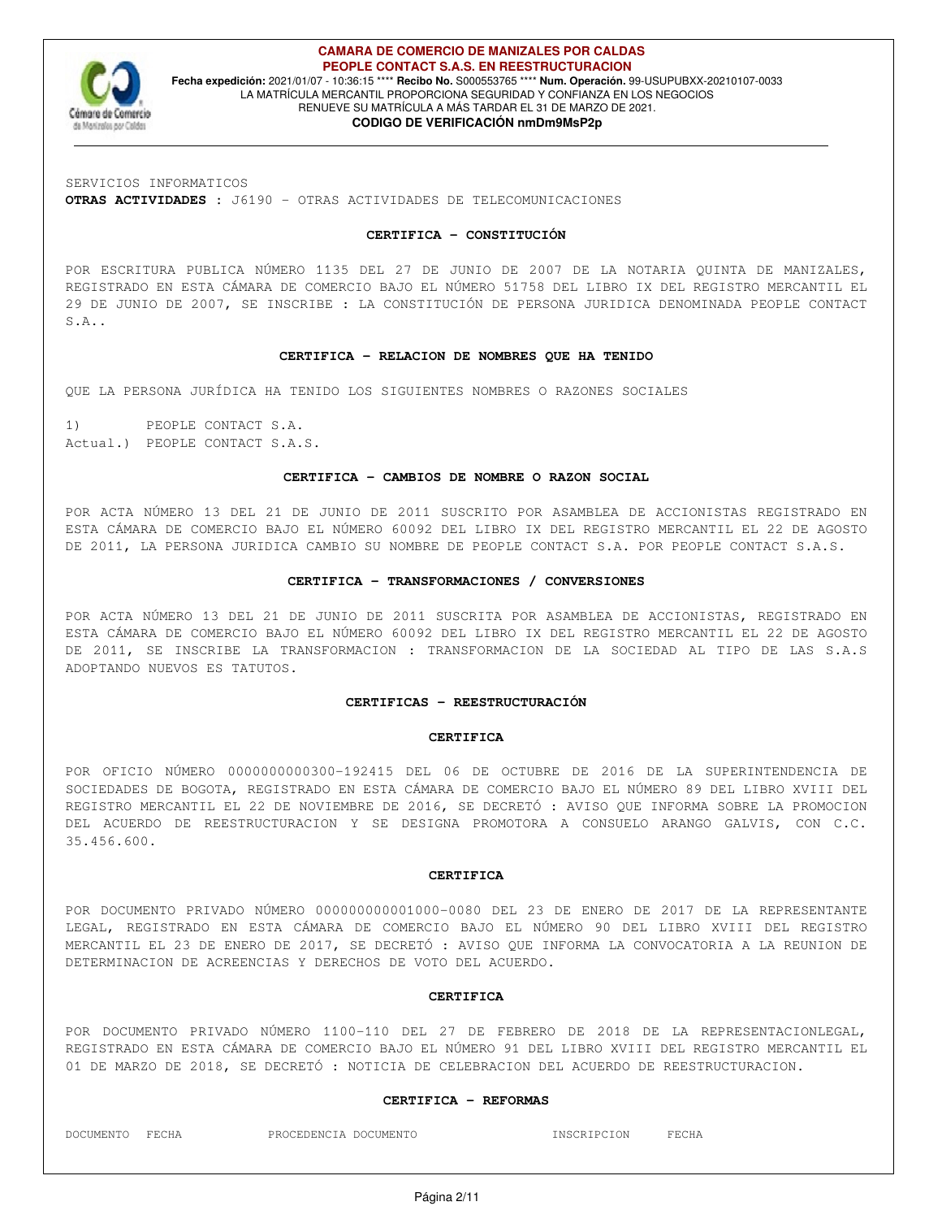SERVICIOS INFORMATICOS
**OTRAS ACTIVIDADES** : J6190 - OTRAS ACTIVIDADES DE TELECOMUNICACIONES

**CERTIFICA - CONSTITUCIÓN**

POR ESCRITURA PUBLICA NÚMERO 1135 DEL 27 DE JUNIO DE 2007 DE LA NOTARIA QUINTA DE MANIZALES, REGISTRADO EN ESTA CÁMARA DE COMERCIO BAJO EL NÚMERO 51758 DEL LIBRO IX DEL REGISTRO MERCANTIL EL 29 DE JUNIO DE 2007, SE INSCRIBE : LA CONSTITUCIÓN DE PERSONA JURIDICA DENOMINADA PEOPLE CONTACT S.A..

**CERTIFICA - RELACION DE NOMBRES QUE HA TENIDO**

QUE LA PERSONA JURÍDICA HA TENIDO LOS SIGUIENTES NOMBRES O RAZONES SOCIALES

1) PEOPLE CONTACT S.A.
Actual.) PEOPLE CONTACT S.A.S.

**CERTIFICA - CAMBIOS DE NOMBRE O RAZON SOCIAL**

POR ACTA NÚMERO 13 DEL 21 DE JUNIO DE 2011 SUSCRITO POR ASAMBLEA DE ACCIONISTAS REGISTRADO EN ESTA CÁMARA DE COMERCIO BAJO EL NÚMERO 60092 DEL LIBRO IX DEL REGISTRO MERCANTIL EL 22 DE AGOSTO DE 2011, LA PERSONA JURIDICA CAMBIO SU NOMBRE DE PEOPLE CONTACT S.A. POR PEOPLE CONTACT S.A.S.

**CERTIFICA - TRANSFORMACIONES / CONVERSIONES**

POR ACTA NÚMERO 13 DEL 21 DE JUNIO DE 2011 SUSCRITA POR ASAMBLEA DE ACCIONISTAS, REGISTRADO EN ESTA CÁMARA DE COMERCIO BAJO EL NÚMERO 60092 DEL LIBRO IX DEL REGISTRO MERCANTIL EL 22 DE AGOSTO DE 2011, SE INSCRIBE LA TRANSFORMACION : TRANSFORMACION DE LA SOCIEDAD AL TIPO DE LAS S.A.S ADOPTANDO NUEVOS ES TATUTOS.

**CERTIFICAS - REESTRUCTURACIÓN**

**CERTIFICA**

POR OFICIO NÚMERO 0000000000300-192415 DEL 06 DE OCTUBRE DE 2016 DE LA SUPERINTENDENCIA DE SOCIEDADES DE BOGOTA, REGISTRADO EN ESTA CÁMARA DE COMERCIO BAJO EL NÚMERO 89 DEL LIBRO XVIII DEL REGISTRO MERCANTIL EL 22 DE NOVIEMBRE DE 2016, SE DECRETÓ : AVISO QUE INFORMA SOBRE LA PROMOCION DEL ACUERDO DE REESTRUCTURACION Y SE DESIGNA PROMOTORA A CONSUELO ARANGO GALVIS, CON C.C. 35.456.600.

**CERTIFICA**

POR DOCUMENTO PRIVADO NÚMERO 000000000001000-0080 DEL 23 DE ENERO DE 2017 DE LA REPRESENTANTE LEGAL, REGISTRADO EN ESTA CÁMARA DE COMERCIO BAJO EL NÚMERO 90 DEL LIBRO XVIII DEL REGISTRO MERCANTIL EL 23 DE ENERO DE 2017, SE DECRETÓ : AVISO QUE INFORMA LA CONVOCATORIA A LA REUNION DE DETERMINACION DE ACREENCIAS Y DERECHOS DE VOTO DEL ACUERDO.

**CERTIFICA**

POR DOCUMENTO PRIVADO NÚMERO 1100-110 DEL 27 DE FEBRERO DE 2018 DE LA REPRESENTACIONLEGAL, REGISTRADO EN ESTA CÁMARA DE COMERCIO BAJO EL NÚMERO 91 DEL LIBRO XVIII DEL REGISTRO MERCANTIL EL 01 DE MARZO DE 2018, SE DECRETÓ : NOTICIA DE CELEBRACION DEL ACUERDO DE REESTRUCTURACION.

**CERTIFICA - REFORMAS**

| DOCUMENTO | FECHA | PROCEDENCIA DOCUMENTO | INSCRIPCION | FECHA |
|---|---|---|---|---|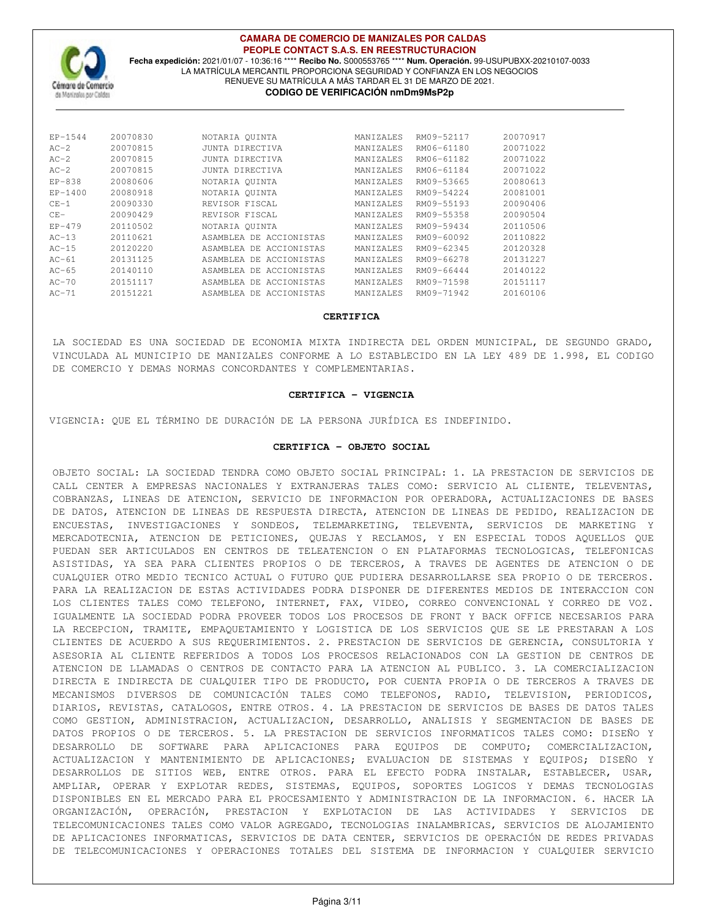| | | | | | |
|---|---|---|---|---|---|
| EP-1544 | 20070830 | NOTARIA QUINTA | MANIZALES | RM09-52117 | 20070917 |
| AC-2 | 20070815 | JUNTA DIRECTIVA | MANIZALES | RM06-61180 | 20071022 |
| AC-2 | 20070815 | JUNTA DIRECTIVA | MANIZALES | RM06-61182 | 20071022 |
| AC-2 | 20070815 | JUNTA DIRECTIVA | MANIZALES | RM06-61184 | 20071022 |
| EP-838 | 20080606 | NOTARIA QUINTA | MANIZALES | RM09-53665 | 20080613 |
| EP-1400 | 20080918 | NOTARIA QUINTA | MANIZALES | RM09-54224 | 20081001 |
| CE-1 | 20090330 | REVISOR FISCAL | MANIZALES | RM09-55193 | 20090406 |
| CE- | 20090429 | REVISOR FISCAL | MANIZALES | RM09-55358 | 20090504 |
| EP-479 | 20110502 | NOTARIA QUINTA | MANIZALES | RM09-59434 | 20110506 |
| AC-13 | 20110621 | ASAMBLEA DE ACCIONISTAS | MANIZALES | RM09-60092 | 20110822 |
| AC-15 | 20120220 | ASAMBLEA DE ACCIONISTAS | MANIZALES | RM09-62345 | 20120328 |
| AC-61 | 20131125 | ASAMBLEA DE ACCIONISTAS | MANIZALES | RM09-66278 | 20131227 |
| AC-65 | 20140110 | ASAMBLEA DE ACCIONISTAS | MANIZALES | RM09-66444 | 20140122 |
| AC-70 | 20151117 | ASAMBLEA DE ACCIONISTAS | MANIZALES | RM09-71598 | 20151117 |
| AC-71 | 20151221 | ASAMBLEA DE ACCIONISTAS | MANIZALES | RM09-71942 | 20160106 |

**CERTIFICA**

LA SOCIEDAD ES UNA SOCIEDAD DE ECONOMIA MIXTA INDIRECTA DEL ORDEN MUNICIPAL, DE SEGUNDO GRADO, VINCULADA AL MUNICIPIO DE MANIZALES CONFORME A LO ESTABLECIDO EN LA LEY 489 DE 1.998, EL CODIGO DE COMERCIO Y DEMAS NORMAS CONCORDANTES Y COMPLEMENTARIAS.

**CERTIFICA - VIGENCIA**

VIGENCIA: QUE EL TÉRMINO DE DURACIÓN DE LA PERSONA JURÍDICA ES INDEFINIDO.

**CERTIFICA - OBJETO SOCIAL**

OBJETO SOCIAL: LA SOCIEDAD TENDRA COMO OBJETO SOCIAL PRINCIPAL: 1. LA PRESTACION DE SERVICIOS DE CALL CENTER A EMPRESAS NACIONALES Y EXTRANJERAS TALES COMO: SERVICIO AL CLIENTE, TELEVENTAS, COBRANZAS, LINEAS DE ATENCION, SERVICIO DE INFORMACION POR OPERADORA, ACTUALIZACIONES DE BASES DE DATOS, ATENCION DE LINEAS DE RESPUESTA DIRECTA, ATENCION DE LINEAS DE PEDIDO, REALIZACION DE ENCUESTAS, INVESTIGACIONES Y SONDEOS, TELEMARKETING, TELEVENTA, SERVICIOS DE MARKETING Y MERCADOTECNIA, ATENCION DE PETICIONES, QUEJAS Y RECLAMOS, Y EN ESPECIAL TODOS AQUELLOS QUE PUEDAN SER ARTICULADOS EN CENTROS DE TELEATENCION O EN PLATAFORMAS TECNOLOGICAS, TELEFONICAS ASISTIDAS, YA SEA PARA CLIENTES PROPIOS O DE TERCEROS, A TRAVES DE AGENTES DE ATENCION O DE CUALQUIER OTRO MEDIO TECNICO ACTUAL O FUTURO QUE PUDIERA DESARROLLARSE SEA PROPIO O DE TERCEROS. PARA LA REALIZACION DE ESTAS ACTIVIDADES PODRA DISPONER DE DIFERENTES MEDIOS DE INTERACCION CON LOS CLIENTES TALES COMO TELEFONO, INTERNET, FAX, VIDEO, CORREO CONVENCIONAL Y CORREO DE VOZ. IGUALMENTE LA SOCIEDAD PODRA PROVEER TODOS LOS PROCESOS DE FRONT Y BACK OFFICE NECESARIOS PARA LA RECEPCION, TRAMITE, EMPAQUETAMIENTO Y LOGISTICA DE LOS SERVICIOS QUE SE LE PRESTARAN A LOS CLIENTES DE ACUERDO A SUS REQUERIMIENTOS. 2. PRESTACION DE SERVICIOS DE GERENCIA, CONSULTORIA Y ASESORIA AL CLIENTE REFERIDOS A TODOS LOS PROCESOS RELACIONADOS CON LA GESTION DE CENTROS DE ATENCION DE LLAMADAS O CENTROS DE CONTACTO PARA LA ATENCION AL PUBLICO. 3. LA COMERCIALIZACION DIRECTA E INDIRECTA DE CUALQUIER TIPO DE PRODUCTO, POR CUENTA PROPIA O DE TERCEROS A TRAVES DE MECANISMOS DIVERSOS DE COMUNICACIÓN TALES COMO TELEFONOS, RADIO, TELEVISION, PERIODICOS, DIARIOS, REVISTAS, CATALOGOS, ENTRE OTROS. 4. LA PRESTACION DE SERVICIOS DE BASES DE DATOS TALES COMO GESTION, ADMINISTRACION, ACTUALIZACION, DESARROLLO, ANALISIS Y SEGMENTACION DE BASES DE DATOS PROPIOS O DE TERCEROS. 5. LA PRESTACION DE SERVICIOS INFORMATICOS TALES COMO: DISEÑO Y DESARROLLO DE SOFTWARE PARA APLICACIONES PARA EQUIPOS DE COMPUTO; COMERCIALIZACION, ACTUALIZACION Y MANTENIMIENTO DE APLICACIONES; EVALUACION DE SISTEMAS Y EQUIPOS; DISEÑO Y DESARROLLOS DE SITIOS WEB, ENTRE OTROS. PARA EL EFECTO PODRA INSTALAR, ESTABLECER, USAR, AMPLIAR, OPERAR Y EXPLOTAR REDES, SISTEMAS, EQUIPOS, SOPORTES LOGICOS Y DEMAS TECNOLOGIAS DISPONIBLES EN EL MERCADO PARA EL PROCESAMIENTO Y ADMINISTRACION DE LA INFORMACION. 6. HACER LA ORGANIZACIÓN, OPERACIÓN, PRESTACION Y EXPLOTACION DE LAS ACTIVIDADES Y SERVICIOS DE TELECOMUNICACIONES TALES COMO VALOR AGREGADO, TECNOLOGIAS INALAMBRICAS, SERVICIOS DE ALOJAMIENTO DE APLICACIONES INFORMATICAS, SERVICIOS DE DATA CENTER, SERVICIOS DE OPERACIÓN DE REDES PRIVADAS DE TELECOMUNICACIONES Y OPERACIONES TOTALES DEL SISTEMA DE INFORMACION Y CUALQUIER SERVICIO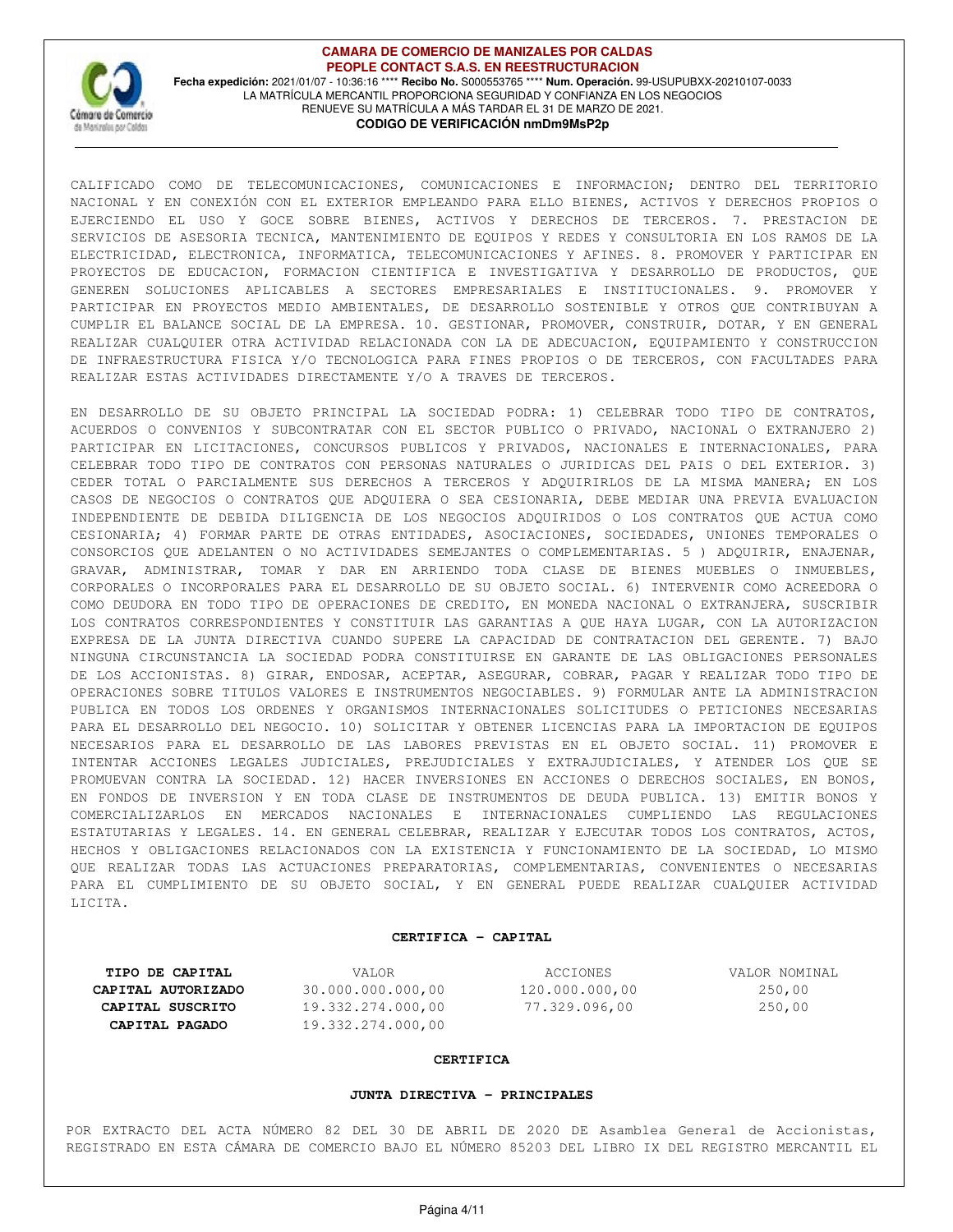CALIFICADO COMO DE TELECOMUNICACIONES, COMUNICACIONES E INFORMACION; DENTRO DEL TERRITORIO NACIONAL Y EN CONEXIÓN CON EL EXTERIOR EMPLEANDO PARA ELLO BIENES, ACTIVOS Y DERECHOS PROPIOS O EJERCIENDO EL USO Y GOCE SOBRE BIENES, ACTIVOS Y DERECHOS DE TERCEROS. 7. PRESTACION DE SERVICIOS DE ASESORIA TECNICA, MANTENIMIENTO DE EQUIPOS Y REDES Y CONSULTORIA EN LOS RAMOS DE LA ELECTRICIDAD, ELECTRONICA, INFORMATICA, TELECOMUNICACIONES Y AFINES. 8. PROMOVER Y PARTICIPAR EN PROYECTOS DE EDUCACION, FORMACION CIENTIFICA E INVESTIGATIVA Y DESARROLLO DE PRODUCTOS, QUE GENEREN SOLUCIONES APLICABLES A SECTORES EMPRESARIALES E INSTITUCIONALES. 9. PROMOVER Y PARTICIPAR EN PROYECTOS MEDIO AMBIENTALES, DE DESARROLLO SOSTENIBLE Y OTROS QUE CONTRIBUYAN A CUMPLIR EL BALANCE SOCIAL DE LA EMPRESA. 10. GESTIONAR, PROMOVER, CONSTRUIR, DOTAR, Y EN GENERAL REALIZAR CUALQUIER OTRA ACTIVIDAD RELACIONADA CON LA DE ADECUACION, EQUIPAMIENTO Y CONSTRUCCION DE INFRAESTRUCTURA FISICA Y/O TECNOLOGICA PARA FINES PROPIOS O DE TERCEROS, CON FACULTADES PARA REALIZAR ESTAS ACTIVIDADES DIRECTAMENTE Y/O A TRAVES DE TERCEROS.

EN DESARROLLO DE SU OBJETO PRINCIPAL LA SOCIEDAD PODRA: 1) CELEBRAR TODO TIPO DE CONTRATOS, ACUERDOS O CONVENIOS Y SUBCONTRATAR CON EL SECTOR PUBLICO O PRIVADO, NACIONAL O EXTRANJERO 2) PARTICIPAR EN LICITACIONES, CONCURSOS PUBLICOS Y PRIVADOS, NACIONALES E INTERNACIONALES, PARA CELEBRAR TODO TIPO DE CONTRATOS CON PERSONAS NATURALES O JURIDICAS DEL PAIS O DEL EXTERIOR. 3) CEDER TOTAL O PARCIALMENTE SUS DERECHOS A TERCEROS Y ADQUIRIRLOS DE LA MISMA MANERA; EN LOS CASOS DE NEGOCIOS O CONTRATOS QUE ADQUIERA O SEA CESIONARIA, DEBE MEDIAR UNA PREVIA EVALUACION INDEPENDIENTE DE DEBIDA DILIGENCIA DE LOS NEGOCIOS ADQUIRIDOS O LOS CONTRATOS QUE ACTUA COMO CESIONARIA; 4) FORMAR PARTE DE OTRAS ENTIDADES, ASOCIACIONES, SOCIEDADES, UNIONES TEMPORALES O CONSORCIOS QUE ADELANTEN O NO ACTIVIDADES SEMEJANTES O COMPLEMENTARIAS. 5 ) ADQUIRIR, ENAJENAR, GRAVAR, ADMINISTRAR, TOMAR Y DAR EN ARRIENDO TODA CLASE DE BIENES MUEBLES O INMUEBLES, CORPORALES O INCORPORALES PARA EL DESARROLLO DE SU OBJETO SOCIAL. 6) INTERVENIR COMO ACREEDORA O COMO DEUDORA EN TODO TIPO DE OPERACIONES DE CREDITO, EN MONEDA NACIONAL O EXTRANJERA, SUSCRIBIR LOS CONTRATOS CORRESPONDIENTES Y CONSTITUIR LAS GARANTIAS A QUE HAYA LUGAR, CON LA AUTORIZACION EXPRESA DE LA JUNTA DIRECTIVA CUANDO SUPERE LA CAPACIDAD DE CONTRATACION DEL GERENTE. 7) BAJO NINGUNA CIRCUNSTANCIA LA SOCIEDAD PODRA CONSTITUIRSE EN GARANTE DE LAS OBLIGACIONES PERSONALES DE LOS ACCIONISTAS. 8) GIRAR, ENDOSAR, ACEPTAR, ASEGURAR, COBRAR, PAGAR Y REALIZAR TODO TIPO DE OPERACIONES SOBRE TITULOS VALORES E INSTRUMENTOS NEGOCIABLES. 9) FORMULAR ANTE LA ADMINISTRACION PUBLICA EN TODOS LOS ORDENES Y ORGANISMOS INTERNACIONALES SOLICITUDES O PETICIONES NECESARIAS PARA EL DESARROLLO DEL NEGOCIO. 10) SOLICITAR Y OBTENER LICENCIAS PARA LA IMPORTACION DE EQUIPOS NECESARIOS PARA EL DESARROLLO DE LAS LABORES PREVISTAS EN EL OBJETO SOCIAL. 11) PROMOVER E INTENTAR ACCIONES LEGALES JUDICIALES, PREJUDICIALES Y EXTRAJUDICIALES, Y ATENDER LOS QUE SE PROMUEVAN CONTRA LA SOCIEDAD. 12) HACER INVERSIONES EN ACCIONES O DERECHOS SOCIALES, EN BONOS, EN FONDOS DE INVERSION Y EN TODA CLASE DE INSTRUMENTOS DE DEUDA PUBLICA. 13) EMITIR BONOS Y COMERCIALIZARLOS EN MERCADOS NACIONALES E INTERNACIONALES CUMPLIENDO LAS REGULACIONES ESTATUTARIAS Y LEGALES. 14. EN GENERAL CELEBRAR, REALIZAR Y EJECUTAR TODOS LOS CONTRATOS, ACTOS, HECHOS Y OBLIGACIONES RELACIONADOS CON LA EXISTENCIA Y FUNCIONAMIENTO DE LA SOCIEDAD, LO MISMO QUE REALIZAR TODAS LAS ACTUACIONES PREPARATORIAS, COMPLEMENTARIAS, CONVENIENTES O NECESARIAS PARA EL CUMPLIMIENTO DE SU OBJETO SOCIAL, Y EN GENERAL PUEDE REALIZAR CUALQUIER ACTIVIDAD LICITA.

**CERTIFICA - CAPITAL**

| TIPO DE CAPITAL | VALOR | ACCIONES | VALOR NOMINAL |
|---|---|---|---|
| **CAPITAL AUTORIZADO** | 30.000.000.000,00 | 120.000.000,00 | 250,00 |
| **CAPITAL SUSCRITO** | 19.332.274.000,00 | 77.329.096,00 | 250,00 |
| **CAPITAL PAGADO** | 19.332.274.000,00 | | |

**CERTIFICA**

**JUNTA DIRECTIVA - PRINCIPALES**

POR EXTRACTO DEL ACTA NÚMERO 82 DEL 30 DE ABRIL DE 2020 DE Asamblea General de Accionistas, REGISTRADO EN ESTA CÁMARA DE COMERCIO BAJO EL NÚMERO 85203 DEL LIBRO IX DEL REGISTRO MERCANTIL EL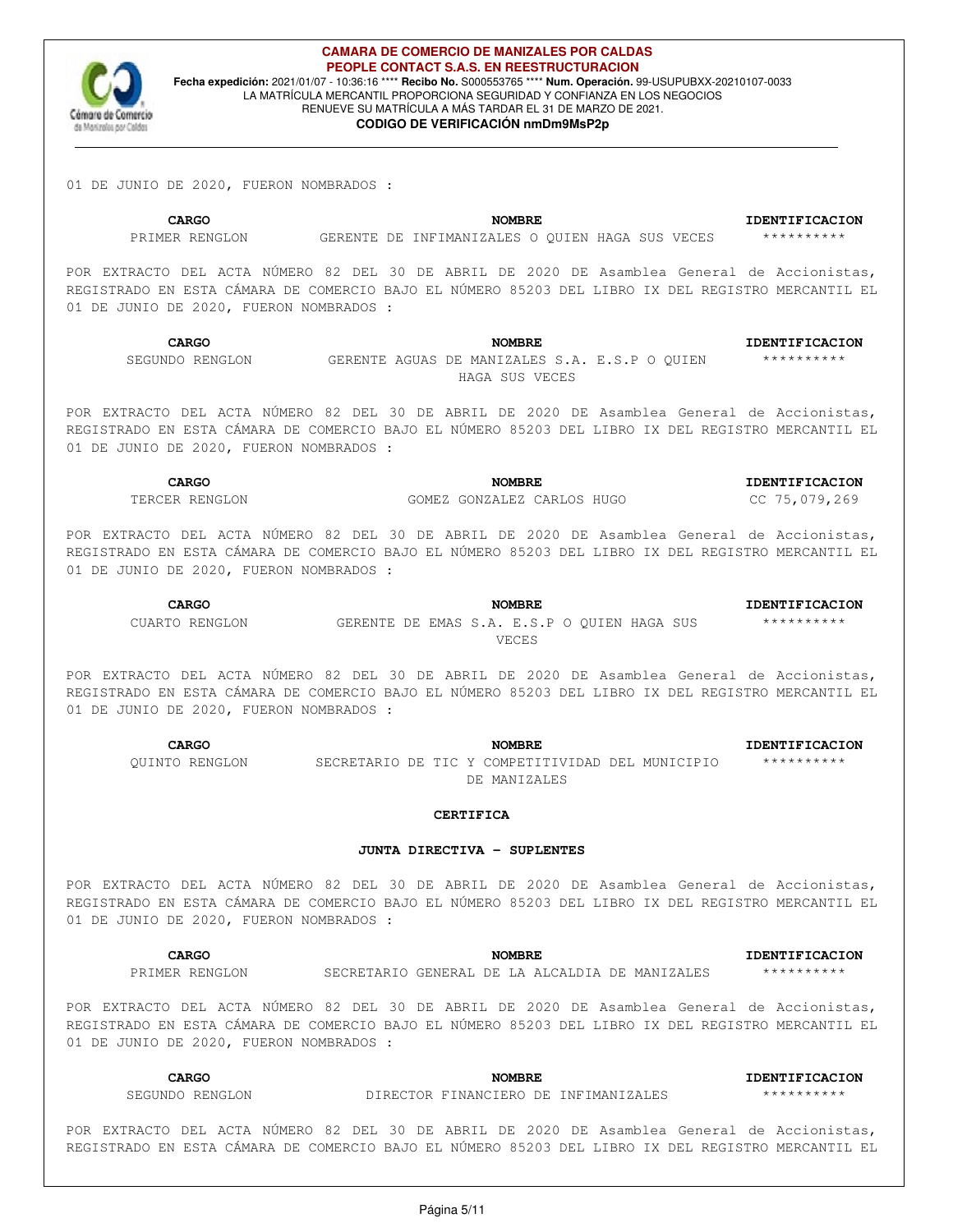01 DE JUNIO DE 2020, FUERON NOMBRADOS :

| CARGO | NOMBRE | IDENTIFICACION |
|---|---|---|
| PRIMER RENGLON | GERENTE DE INFIMANIZALES O QUIEN HAGA SUS VECES | ********** |

POR EXTRACTO DEL ACTA NÚMERO 82 DEL 30 DE ABRIL DE 2020 DE Asamblea General de Accionistas, REGISTRADO EN ESTA CÁMARA DE COMERCIO BAJO EL NÚMERO 85203 DEL LIBRO IX DEL REGISTRO MERCANTIL EL 01 DE JUNIO DE 2020, FUERON NOMBRADOS :

| CARGO | NOMBRE | IDENTIFICACION |
|---|---|---|
| SEGUNDO RENGLON | GERENTE AGUAS DE MANIZALES S.A. E.S.P O QUIEN HAGA SUS VECES | ********** |

POR EXTRACTO DEL ACTA NÚMERO 82 DEL 30 DE ABRIL DE 2020 DE Asamblea General de Accionistas, REGISTRADO EN ESTA CÁMARA DE COMERCIO BAJO EL NÚMERO 85203 DEL LIBRO IX DEL REGISTRO MERCANTIL EL 01 DE JUNIO DE 2020, FUERON NOMBRADOS :

| CARGO | NOMBRE | IDENTIFICACION |
|---|---|---|
| TERCER RENGLON | GOMEZ GONZALEZ CARLOS HUGO | CC 75,079,269 |

POR EXTRACTO DEL ACTA NÚMERO 82 DEL 30 DE ABRIL DE 2020 DE Asamblea General de Accionistas, REGISTRADO EN ESTA CÁMARA DE COMERCIO BAJO EL NÚMERO 85203 DEL LIBRO IX DEL REGISTRO MERCANTIL EL 01 DE JUNIO DE 2020, FUERON NOMBRADOS :

| CARGO | NOMBRE | IDENTIFICACION |
|---|---|---|
| CUARTO RENGLON | GERENTE DE EMAS S.A. E.S.P O QUIEN HAGA SUS VECES | ********** |

POR EXTRACTO DEL ACTA NÚMERO 82 DEL 30 DE ABRIL DE 2020 DE Asamblea General de Accionistas, REGISTRADO EN ESTA CÁMARA DE COMERCIO BAJO EL NÚMERO 85203 DEL LIBRO IX DEL REGISTRO MERCANTIL EL 01 DE JUNIO DE 2020, FUERON NOMBRADOS :

| CARGO | NOMBRE | IDENTIFICACION |
|---|---|---|
| QUINTO RENGLON | SECRETARIO DE TIC Y COMPETITIVIDAD DEL MUNICIPIO DE MANIZALES | ********** |

**CERTIFICA**

**JUNTA DIRECTIVA - SUPLENTES**

POR EXTRACTO DEL ACTA NÚMERO 82 DEL 30 DE ABRIL DE 2020 DE Asamblea General de Accionistas, REGISTRADO EN ESTA CÁMARA DE COMERCIO BAJO EL NÚMERO 85203 DEL LIBRO IX DEL REGISTRO MERCANTIL EL 01 DE JUNIO DE 2020, FUERON NOMBRADOS :

| CARGO | NOMBRE | IDENTIFICACION |
|---|---|---|
| PRIMER RENGLON | SECRETARIO GENERAL DE LA ALCALDIA DE MANIZALES | ********** |

POR EXTRACTO DEL ACTA NÚMERO 82 DEL 30 DE ABRIL DE 2020 DE Asamblea General de Accionistas, REGISTRADO EN ESTA CÁMARA DE COMERCIO BAJO EL NÚMERO 85203 DEL LIBRO IX DEL REGISTRO MERCANTIL EL 01 DE JUNIO DE 2020, FUERON NOMBRADOS :

| CARGO | NOMBRE | IDENTIFICACION |
|---|---|---|
| SEGUNDO RENGLON | DIRECTOR FINANCIERO DE INFIMANIZALES | ********** |

POR EXTRACTO DEL ACTA NÚMERO 82 DEL 30 DE ABRIL DE 2020 DE Asamblea General de Accionistas, REGISTRADO EN ESTA CÁMARA DE COMERCIO BAJO EL NÚMERO 85203 DEL LIBRO IX DEL REGISTRO MERCANTIL EL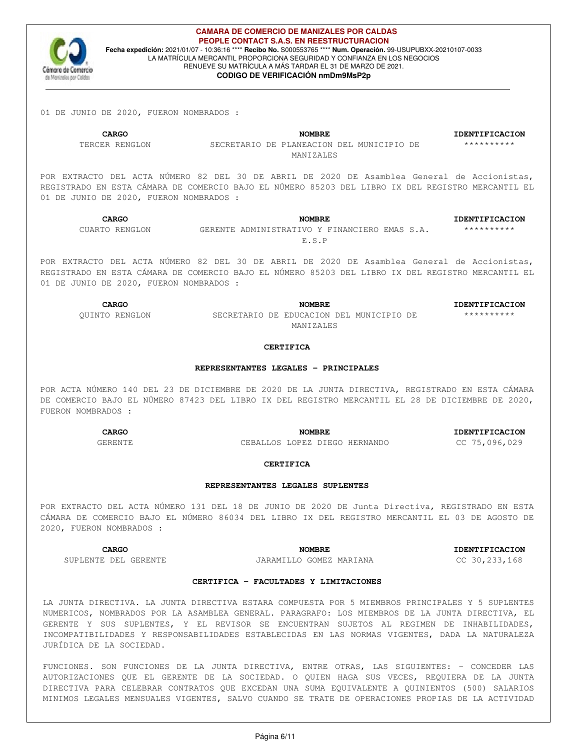01 DE JUNIO DE 2020, FUERON NOMBRADOS :

| CARGO | NOMBRE | IDENTIFICACION |
|---|---|---|
| TERCER RENGLON | SECRETARIO DE PLANEACION DEL MUNICIPIO DE MANIZALES | ********** |

POR EXTRACTO DEL ACTA NÚMERO 82 DEL 30 DE ABRIL DE 2020 DE Asamblea General de Accionistas, REGISTRADO EN ESTA CÁMARA DE COMERCIO BAJO EL NÚMERO 85203 DEL LIBRO IX DEL REGISTRO MERCANTIL EL 01 DE JUNIO DE 2020, FUERON NOMBRADOS :

| CARGO | NOMBRE | IDENTIFICACION |
|---|---|---|
| CUARTO RENGLON | GERENTE ADMINISTRATIVO Y FINANCIERO EMAS S.A. E.S.P | ********** |

POR EXTRACTO DEL ACTA NÚMERO 82 DEL 30 DE ABRIL DE 2020 DE Asamblea General de Accionistas, REGISTRADO EN ESTA CÁMARA DE COMERCIO BAJO EL NÚMERO 85203 DEL LIBRO IX DEL REGISTRO MERCANTIL EL 01 DE JUNIO DE 2020, FUERON NOMBRADOS :

| CARGO | NOMBRE | IDENTIFICACION |
|---|---|---|
| QUINTO RENGLON | SECRETARIO DE EDUCACION DEL MUNICIPIO DE MANIZALES | ********** |

**CERTIFICA**

**REPRESENTANTES LEGALES - PRINCIPALES**

POR ACTA NÚMERO 140 DEL 23 DE DICIEMBRE DE 2020 DE LA JUNTA DIRECTIVA, REGISTRADO EN ESTA CÁMARA DE COMERCIO BAJO EL NÚMERO 87423 DEL LIBRO IX DEL REGISTRO MERCANTIL EL 28 DE DICIEMBRE DE 2020, FUERON NOMBRADOS :

| CARGO | NOMBRE | IDENTIFICACION |
|---|---|---|
| GERENTE | CEBALLOS LOPEZ DIEGO HERNANDO | CC 75,096,029 |

**CERTIFICA**

**REPRESENTANTES LEGALES SUPLENTES**

POR EXTRACTO DEL ACTA NÚMERO 131 DEL 18 DE JUNIO DE 2020 DE Junta Directiva, REGISTRADO EN ESTA CÁMARA DE COMERCIO BAJO EL NÚMERO 86034 DEL LIBRO IX DEL REGISTRO MERCANTIL EL 03 DE AGOSTO DE 2020, FUERON NOMBRADOS :

| CARGO | NOMBRE | IDENTIFICACION |
|---|---|---|
| SUPLENTE DEL GERENTE | JARAMILLO GOMEZ MARIANA | CC 30,233,168 |

**CERTIFICA - FACULTADES Y LIMITACIONES**

LA JUNTA DIRECTIVA. LA JUNTA DIRECTIVA ESTARA COMPUESTA POR 5 MIEMBROS PRINCIPALES Y 5 SUPLENTES NUMERICOS, NOMBRADOS POR LA ASAMBLEA GENERAL. PARAGRAFO: LOS MIEMBROS DE LA JUNTA DIRECTIVA, EL GERENTE Y SUS SUPLENTES, Y EL REVISOR SE ENCUENTRAN SUJETOS AL REGIMEN DE INHABILIDADES, INCOMPATIBILIDADES Y RESPONSABILIDADES ESTABLECIDAS EN LAS NORMAS VIGENTES, DADA LA NATURALEZA JURÍDICA DE LA SOCIEDAD.

FUNCIONES. SON FUNCIONES DE LA JUNTA DIRECTIVA, ENTRE OTRAS, LAS SIGUIENTES: - CONCEDER LAS AUTORIZACIONES QUE EL GERENTE DE LA SOCIEDAD. O QUIEN HAGA SUS VECES, REQUIERA DE LA JUNTA DIRECTIVA PARA CELEBRAR CONTRATOS QUE EXCEDAN UNA SUMA EQUIVALENTE A QUINIENTOS (500) SALARIOS MINIMOS LEGALES MENSUALES VIGENTES, SALVO CUANDO SE TRATE DE OPERACIONES PROPIAS DE LA ACTIVIDAD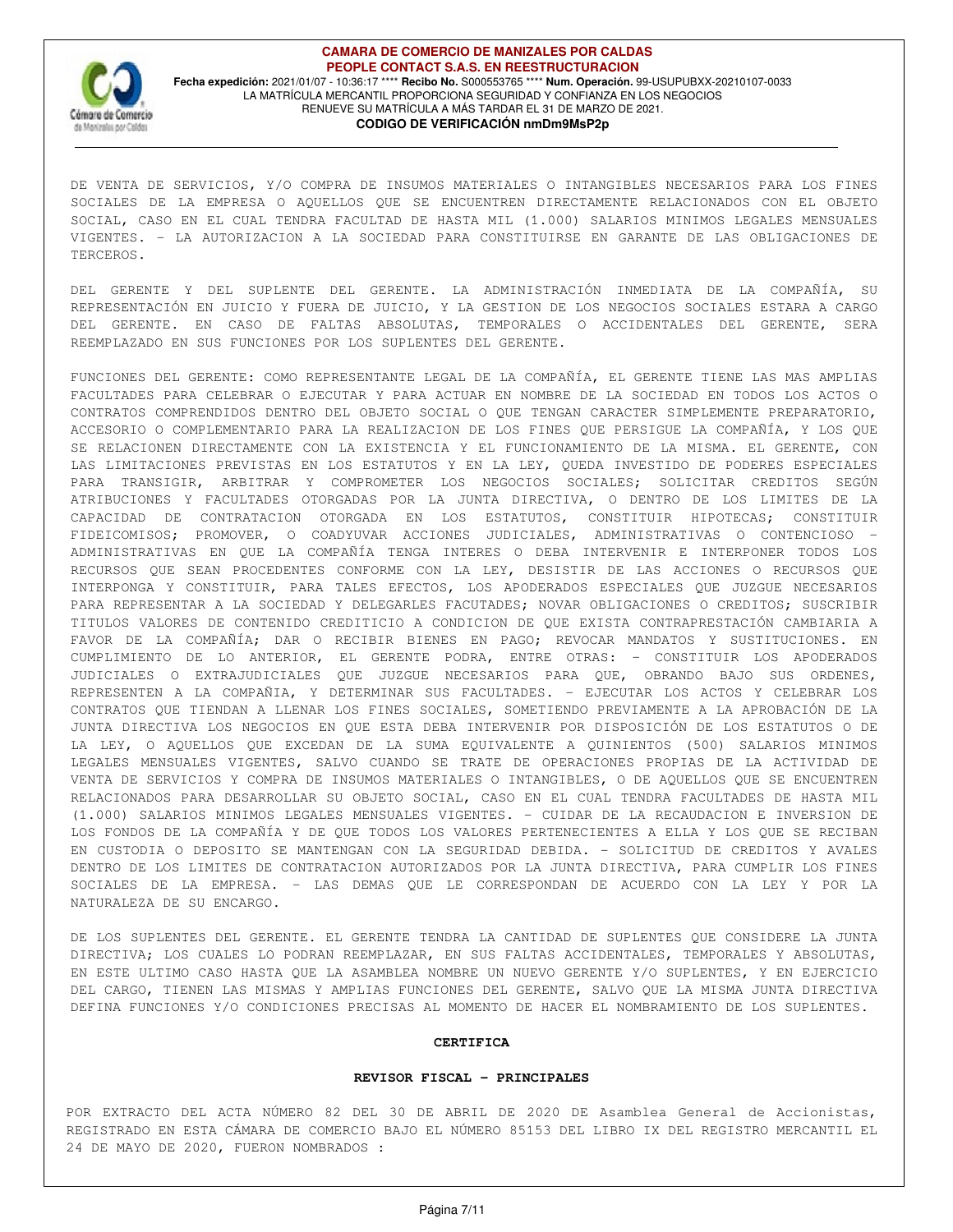DE VENTA DE SERVICIOS, Y/O COMPRA DE INSUMOS MATERIALES O INTANGIBLES NECESARIOS PARA LOS FINES SOCIALES DE LA EMPRESA O AQUELLOS QUE SE ENCUENTREN DIRECTAMENTE RELACIONADOS CON EL OBJETO SOCIAL, CASO EN EL CUAL TENDRA FACULTAD DE HASTA MIL (1.000) SALARIOS MINIMOS LEGALES MENSUALES VIGENTES. - LA AUTORIZACION A LA SOCIEDAD PARA CONSTITUIRSE EN GARANTE DE LAS OBLIGACIONES DE TERCEROS.

DEL GERENTE Y DEL SUPLENTE DEL GERENTE. LA ADMINISTRACIÓN INMEDIATA DE LA COMPAÑÍA, SU REPRESENTACIÓN EN JUICIO Y FUERA DE JUICIO, Y LA GESTION DE LOS NEGOCIOS SOCIALES ESTARA A CARGO DEL GERENTE. EN CASO DE FALTAS ABSOLUTAS, TEMPORALES O ACCIDENTALES DEL GERENTE, SERA REEMPLAZADO EN SUS FUNCIONES POR LOS SUPLENTES DEL GERENTE.

FUNCIONES DEL GERENTE: COMO REPRESENTANTE LEGAL DE LA COMPAÑÍA, EL GERENTE TIENE LAS MAS AMPLIAS FACULTADES PARA CELEBRAR O EJECUTAR Y PARA ACTUAR EN NOMBRE DE LA SOCIEDAD EN TODOS LOS ACTOS O CONTRATOS COMPRENDIDOS DENTRO DEL OBJETO SOCIAL O QUE TENGAN CARACTER SIMPLEMENTE PREPARATORIO, ACCESORIO O COMPLEMENTARIO PARA LA REALIZACION DE LOS FINES QUE PERSIGUE LA COMPAÑÍA, Y LOS QUE SE RELACIONEN DIRECTAMENTE CON LA EXISTENCIA Y EL FUNCIONAMIENTO DE LA MISMA. EL GERENTE, CON LAS LIMITACIONES PREVISTAS EN LOS ESTATUTOS Y EN LA LEY, QUEDA INVESTIDO DE PODERES ESPECIALES PARA TRANSIGIR, ARBITRAR Y COMPROMETER LOS NEGOCIOS SOCIALES; SOLICITAR CREDITOS SEGÚN ATRIBUCIONES Y FACULTADES OTORGADAS POR LA JUNTA DIRECTIVA, O DENTRO DE LOS LIMITES DE LA CAPACIDAD DE CONTRATACION OTORGADA EN LOS ESTATUTOS, CONSTITUIR HIPOTECAS; CONSTITUIR FIDEICOMISOS; PROMOVER, O COADYUVAR ACCIONES JUDICIALES, ADMINISTRATIVAS O CONTENCIOSO - ADMINISTRATIVAS EN QUE LA COMPAÑÍA TENGA INTERES O DEBA INTERVENIR E INTERPONER TODOS LOS RECURSOS QUE SEAN PROCEDENTES CONFORME CON LA LEY, DESISTIR DE LAS ACCIONES O RECURSOS QUE INTERPONGA Y CONSTITUIR, PARA TALES EFECTOS, LOS APODERADOS ESPECIALES QUE JUZGUE NECESARIOS PARA REPRESENTAR A LA SOCIEDAD Y DELEGARLES FACUTADES; NOVAR OBLIGACIONES O CREDITOS; SUSCRIBIR TITULOS VALORES DE CONTENIDO CREDITICIO A CONDICION DE QUE EXISTA CONTRAPRESTACIÓN CAMBIARIA A FAVOR DE LA COMPAÑÍA; DAR O RECIBIR BIENES EN PAGO; REVOCAR MANDATOS Y SUSTITUCIONES. EN CUMPLIMIENTO DE LO ANTERIOR, EL GERENTE PODRA, ENTRE OTRAS: - CONSTITUIR LOS APODERADOS JUDICIALES O EXTRAJUDICIALES QUE JUZGUE NECESARIOS PARA QUE, OBRANDO BAJO SUS ORDENES, REPRESENTEN A LA COMPAÑIA, Y DETERMINAR SUS FACULTADES. - EJECUTAR LOS ACTOS Y CELEBRAR LOS CONTRATOS QUE TIENDAN A LLENAR LOS FINES SOCIALES, SOMETIENDO PREVIAMENTE A LA APROBACIÓN DE LA JUNTA DIRECTIVA LOS NEGOCIOS EN QUE ESTA DEBA INTERVENIR POR DISPOSICIÓN DE LOS ESTATUTOS O DE LA LEY, O AQUELLOS QUE EXCEDAN DE LA SUMA EQUIVALENTE A QUINIENTOS (500) SALARIOS MINIMOS LEGALES MENSUALES VIGENTES, SALVO CUANDO SE TRATE DE OPERACIONES PROPIAS DE LA ACTIVIDAD DE VENTA DE SERVICIOS Y COMPRA DE INSUMOS MATERIALES O INTANGIBLES, O DE AQUELLOS QUE SE ENCUENTREN RELACIONADOS PARA DESARROLLAR SU OBJETO SOCIAL, CASO EN EL CUAL TENDRA FACULTADES DE HASTA MIL (1.000) SALARIOS MINIMOS LEGALES MENSUALES VIGENTES. - CUIDAR DE LA RECAUDACION E INVERSION DE LOS FONDOS DE LA COMPAÑÍA Y DE QUE TODOS LOS VALORES PERTENECIENTES A ELLA Y LOS QUE SE RECIBAN EN CUSTODIA O DEPOSITO SE MANTENGAN CON LA SEGURIDAD DEBIDA. - SOLICITUD DE CREDITOS Y AVALES DENTRO DE LOS LIMITES DE CONTRATACION AUTORIZADOS POR LA JUNTA DIRECTIVA, PARA CUMPLIR LOS FINES SOCIALES DE LA EMPRESA. - LAS DEMAS QUE LE CORRESPONDAN DE ACUERDO CON LA LEY Y POR LA NATURALEZA DE SU ENCARGO.

DE LOS SUPLENTES DEL GERENTE. EL GERENTE TENDRA LA CANTIDAD DE SUPLENTES QUE CONSIDERE LA JUNTA DIRECTIVA; LOS CUALES LO PODRAN REEMPLAZAR, EN SUS FALTAS ACCIDENTALES, TEMPORALES Y ABSOLUTAS, EN ESTE ULTIMO CASO HASTA QUE LA ASAMBLEA NOMBRE UN NUEVO GERENTE Y/O SUPLENTES, Y EN EJERCICIO DEL CARGO, TIENEN LAS MISMAS Y AMPLIAS FUNCIONES DEL GERENTE, SALVO QUE LA MISMA JUNTA DIRECTIVA DEFINA FUNCIONES Y/O CONDICIONES PRECISAS AL MOMENTO DE HACER EL NOMBRAMIENTO DE LOS SUPLENTES.

**CERTIFICA**

**REVISOR FISCAL - PRINCIPALES**

POR EXTRACTO DEL ACTA NÚMERO 82 DEL 30 DE ABRIL DE 2020 DE Asamblea General de Accionistas, REGISTRADO EN ESTA CÁMARA DE COMERCIO BAJO EL NÚMERO 85153 DEL LIBRO IX DEL REGISTRO MERCANTIL EL 24 DE MAYO DE 2020, FUERON NOMBRADOS :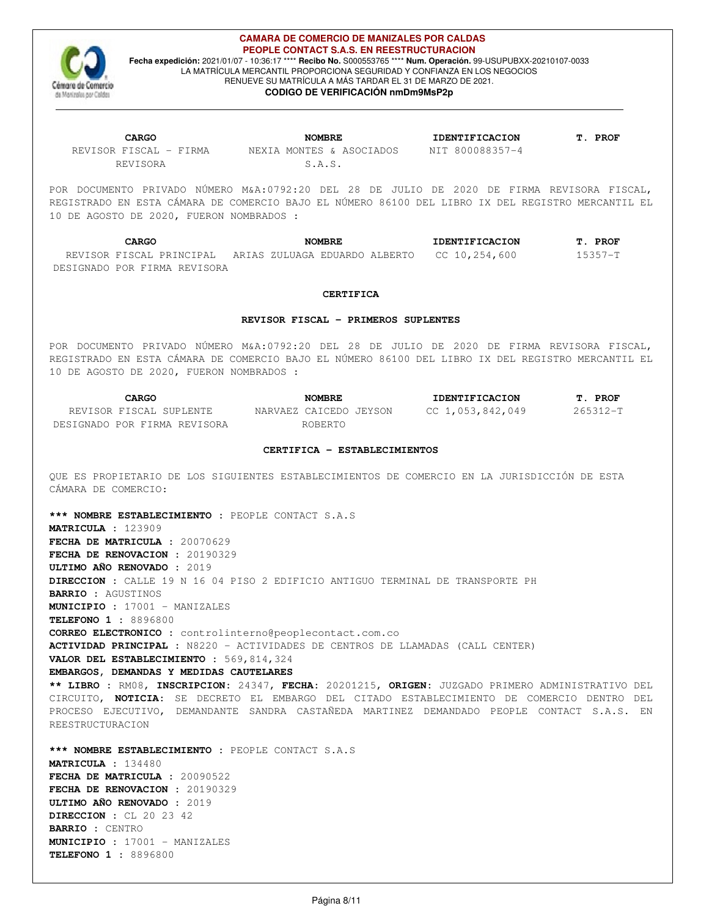| CARGO | NOMBRE | IDENTIFICACION | T. PROF |
|---|---|---|---|
| REVISOR FISCAL - FIRMA REVISORA | NEXIA MONTES & ASOCIADOS S.A.S. | NIT 800088357-4 | |

POR DOCUMENTO PRIVADO NÚMERO M&A:0792:20 DEL 28 DE JULIO DE 2020 DE FIRMA REVISORA FISCAL, REGISTRADO EN ESTA CÁMARA DE COMERCIO BAJO EL NÚMERO 86100 DEL LIBRO IX DEL REGISTRO MERCANTIL EL 10 DE AGOSTO DE 2020, FUERON NOMBRADOS :

| CARGO | NOMBRE | IDENTIFICACION | T. PROF |
|---|---|---|---|
| REVISOR FISCAL PRINCIPAL DESIGNADO POR FIRMA REVISORA | ARIAS ZULUAGA EDUARDO ALBERTO | CC 10,254,600 | 15357-T |

**CERTIFICA**

**REVISOR FISCAL - PRIMEROS SUPLENTES**

POR DOCUMENTO PRIVADO NÚMERO M&A:0792:20 DEL 28 DE JULIO DE 2020 DE FIRMA REVISORA FISCAL, REGISTRADO EN ESTA CÁMARA DE COMERCIO BAJO EL NÚMERO 86100 DEL LIBRO IX DEL REGISTRO MERCANTIL EL 10 DE AGOSTO DE 2020, FUERON NOMBRADOS :

| CARGO | NOMBRE | IDENTIFICACION | T. PROF |
|---|---|---|---|
| REVISOR FISCAL SUPLENTE DESIGNADO POR FIRMA REVISORA | NARVAEZ CAICEDO JEYSON ROBERTO | CC 1,053,842,049 | 265312-T |

**CERTIFICA - ESTABLECIMIENTOS**

QUE ES PROPIETARIO DE LOS SIGUIENTES ESTABLECIMIENTOS DE COMERCIO EN LA JURISDICCIÓN DE ESTA CÁMARA DE COMERCIO:

**\*\*\* NOMBRE ESTABLECIMIENTO** : PEOPLE CONTACT S.A.S
**MATRICULA** : 123909
**FECHA DE MATRICULA** : 20070629
**FECHA DE RENOVACION** : 20190329
**ULTIMO AÑO RENOVADO** : 2019
**DIRECCION** : CALLE 19 N 16 04 PISO 2 EDIFICIO ANTIGUO TERMINAL DE TRANSPORTE PH
**BARRIO** : AGUSTINOS
**MUNICIPIO** : 17001 - MANIZALES
**TELEFONO 1** : 8896800
**CORREO ELECTRONICO** : controlinterno@peoplecontact.com.co
**ACTIVIDAD PRINCIPAL** : N8220 - ACTIVIDADES DE CENTROS DE LLAMADAS (CALL CENTER)
**VALOR DEL ESTABLECIMIENTO** : 569,814,324
**EMBARGOS, DEMANDAS Y MEDIDAS CAUTELARES**
**\*\* LIBRO** : RM08, **INSCRIPCION**: 24347, **FECHA**: 20201215, **ORIGEN**: JUZGADO PRIMERO ADMINISTRATIVO DEL CIRCUITO, **NOTICIA**: SE DECRETO EL EMBARGO DEL CITADO ESTABLECIMIENTO DE COMERCIO DENTRO DEL PROCESO EJECUTIVO, DEMANDANTE SANDRA CASTAÑEDA MARTINEZ DEMANDADO PEOPLE CONTACT S.A.S. EN REESTRUCTURACION

**\*\*\* NOMBRE ESTABLECIMIENTO** : PEOPLE CONTACT S.A.S
**MATRICULA** : 134480
**FECHA DE MATRICULA** : 20090522
**FECHA DE RENOVACION** : 20190329
**ULTIMO AÑO RENOVADO** : 2019
**DIRECCION** : CL 20 23 42
**BARRIO** : CENTRO
**MUNICIPIO** : 17001 - MANIZALES
**TELEFONO 1** : 8896800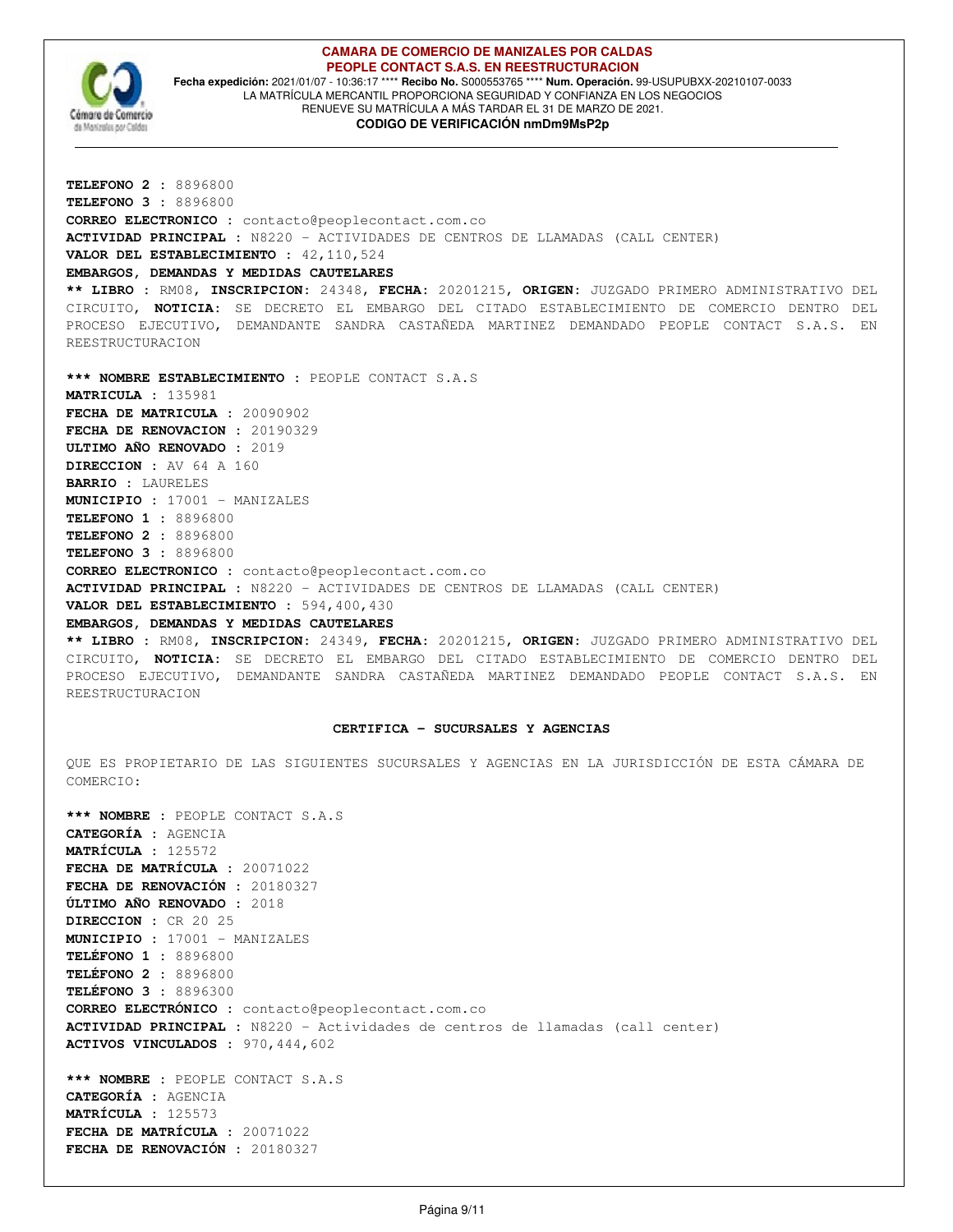**TELEFONO 2 :** 8896800
**TELEFONO 3 :** 8896800
**CORREO ELECTRONICO :** contacto@peoplecontact.com.co
**ACTIVIDAD PRINCIPAL :** N8220 - ACTIVIDADES DE CENTROS DE LLAMADAS (CALL CENTER)
**VALOR DEL ESTABLECIMIENTO :** 42,110,524
**EMBARGOS, DEMANDAS Y MEDIDAS CAUTELARES**
**\*\* LIBRO :** RM08, **INSCRIPCION:** 24348, **FECHA:** 20201215, **ORIGEN:** JUZGADO PRIMERO ADMINISTRATIVO DEL CIRCUITO, **NOTICIA:** SE DECRETO EL EMBARGO DEL CITADO ESTABLECIMIENTO DE COMERCIO DENTRO DEL PROCESO EJECUTIVO, DEMANDANTE SANDRA CASTAÑEDA MARTINEZ DEMANDADO PEOPLE CONTACT S.A.S. EN REESTRUCTURACION

**\*\*\* NOMBRE ESTABLECIMIENTO :** PEOPLE CONTACT S.A.S
**MATRICULA :** 135981
**FECHA DE MATRICULA :** 20090902
**FECHA DE RENOVACION :** 20190329
**ULTIMO AÑO RENOVADO :** 2019
**DIRECCION :** AV 64 A 160
**BARRIO :** LAURELES
**MUNICIPIO :** 17001 - MANIZALES
**TELEFONO 1 :** 8896800
**TELEFONO 2 :** 8896800
**TELEFONO 3 :** 8896800
**CORREO ELECTRONICO :** contacto@peoplecontact.com.co
**ACTIVIDAD PRINCIPAL :** N8220 - ACTIVIDADES DE CENTROS DE LLAMADAS (CALL CENTER)
**VALOR DEL ESTABLECIMIENTO :** 594,400,430
**EMBARGOS, DEMANDAS Y MEDIDAS CAUTELARES**
**\*\* LIBRO :** RM08, **INSCRIPCION:** 24349, **FECHA:** 20201215, **ORIGEN:** JUZGADO PRIMERO ADMINISTRATIVO DEL CIRCUITO, **NOTICIA:** SE DECRETO EL EMBARGO DEL CITADO ESTABLECIMIENTO DE COMERCIO DENTRO DEL PROCESO EJECUTIVO, DEMANDANTE SANDRA CASTAÑEDA MARTINEZ DEMANDADO PEOPLE CONTACT S.A.S. EN REESTRUCTURACION

**CERTIFICA - SUCURSALES Y AGENCIAS**

QUE ES PROPIETARIO DE LAS SIGUIENTES SUCURSALES Y AGENCIAS EN LA JURISDICCIÓN DE ESTA CÁMARA DE COMERCIO:

**\*\*\* NOMBRE :** PEOPLE CONTACT S.A.S
**CATEGORÍA :** AGENCIA
**MATRÍCULA :** 125572
**FECHA DE MATRÍCULA :** 20071022
**FECHA DE RENOVACIÓN :** 20180327
**ÚLTIMO AÑO RENOVADO :** 2018
**DIRECCION :** CR 20 25
**MUNICIPIO :** 17001 - MANIZALES
**TELÉFONO 1 :** 8896800
**TELÉFONO 2 :** 8896800
**TELÉFONO 3 :** 8896300
**CORREO ELECTRÓNICO :** contacto@peoplecontact.com.co
**ACTIVIDAD PRINCIPAL :** N8220 - Actividades de centros de llamadas (call center)
**ACTIVOS VINCULADOS :** 970,444,602

**\*\*\* NOMBRE :** PEOPLE CONTACT S.A.S
**CATEGORÍA :** AGENCIA
**MATRÍCULA :** 125573
**FECHA DE MATRÍCULA :** 20071022
**FECHA DE RENOVACIÓN :** 20180327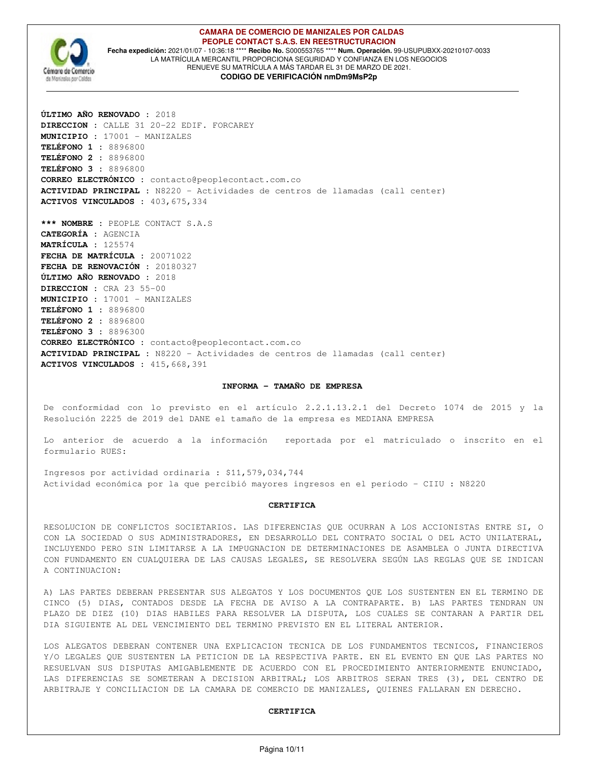**ÚLTIMO AÑO RENOVADO :** 2018
**DIRECCION :** CALLE 31 20-22 EDIF. FORCAREY
**MUNICIPIO :** 17001 - MANIZALES
**TELÉFONO 1 :** 8896800
**TELÉFONO 2 :** 8896800
**TELÉFONO 3 :** 8896800
**CORREO ELECTRÓNICO :** contacto@peoplecontact.com.co
**ACTIVIDAD PRINCIPAL :** N8220 - Actividades de centros de llamadas (call center)
**ACTIVOS VINCULADOS :** 403,675,334

**\*\*\* NOMBRE :** PEOPLE CONTACT S.A.S
**CATEGORÍA :** AGENCIA
**MATRÍCULA :** 125574
**FECHA DE MATRÍCULA :** 20071022
**FECHA DE RENOVACIÓN :** 20180327
**ÚLTIMO AÑO RENOVADO :** 2018
**DIRECCION :** CRA 23 55-00
**MUNICIPIO :** 17001 - MANIZALES
**TELÉFONO 1 :** 8896800
**TELÉFONO 2 :** 8896800
**TELÉFONO 3 :** 8896300
**CORREO ELECTRÓNICO :** contacto@peoplecontact.com.co
**ACTIVIDAD PRINCIPAL :** N8220 - Actividades de centros de llamadas (call center)
**ACTIVOS VINCULADOS :** 415,668,391

**INFORMA - TAMAÑO DE EMPRESA**

De conformidad con lo previsto en el artículo 2.2.1.13.2.1 del Decreto 1074 de 2015 y la Resolución 2225 de 2019 del DANE el tamaño de la empresa es MEDIANA EMPRESA

Lo anterior de acuerdo a la información reportada por el matriculado o inscrito en el formulario RUES:

Ingresos por actividad ordinaria : $11,579,034,744
Actividad económica por la que percibió mayores ingresos en el periodo - CIIU : N8220

**CERTIFICA**

RESOLUCION DE CONFLICTOS SOCIETARIOS. LAS DIFERENCIAS QUE OCURRAN A LOS ACCIONISTAS ENTRE SI, O CON LA SOCIEDAD O SUS ADMINISTRADORES, EN DESARROLLO DEL CONTRATO SOCIAL O DEL ACTO UNILATERAL, INCLUYENDO PERO SIN LIMITARSE A LA IMPUGNACION DE DETERMINACIONES DE ASAMBLEA O JUNTA DIRECTIVA CON FUNDAMENTO EN CUALQUIERA DE LAS CAUSAS LEGALES, SE RESOLVERA SEGÚN LAS REGLAS QUE SE INDICAN A CONTINUACION:

A) LAS PARTES DEBERAN PRESENTAR SUS ALEGATOS Y LOS DOCUMENTOS QUE LOS SUSTENTEN EN EL TERMINO DE CINCO (5) DIAS, CONTADOS DESDE LA FECHA DE AVISO A LA CONTRAPARTE. B) LAS PARTES TENDRAN UN PLAZO DE DIEZ (10) DIAS HABILES PARA RESOLVER LA DISPUTA, LOS CUALES SE CONTARAN A PARTIR DEL DIA SIGUIENTE AL DEL VENCIMIENTO DEL TERMINO PREVISTO EN EL LITERAL ANTERIOR.

LOS ALEGATOS DEBERAN CONTENER UNA EXPLICACION TECNICA DE LOS FUNDAMENTOS TECNICOS, FINANCIEROS Y/O LEGALES QUE SUSTENTEN LA PETICION DE LA RESPECTIVA PARTE. EN EL EVENTO EN QUE LAS PARTES NO RESUELVAN SUS DISPUTAS AMIGABLEMENTE DE ACUERDO CON EL PROCEDIMIENTO ANTERIORMENTE ENUNCIADO, LAS DIFERENCIAS SE SOMETERAN A DECISION ARBITRAL; LOS ARBITROS SERAN TRES (3), DEL CENTRO DE ARBITRAJE Y CONCILIACION DE LA CAMARA DE COMERCIO DE MANIZALES, QUIENES FALLARAN EN DERECHO.

**CERTIFICA**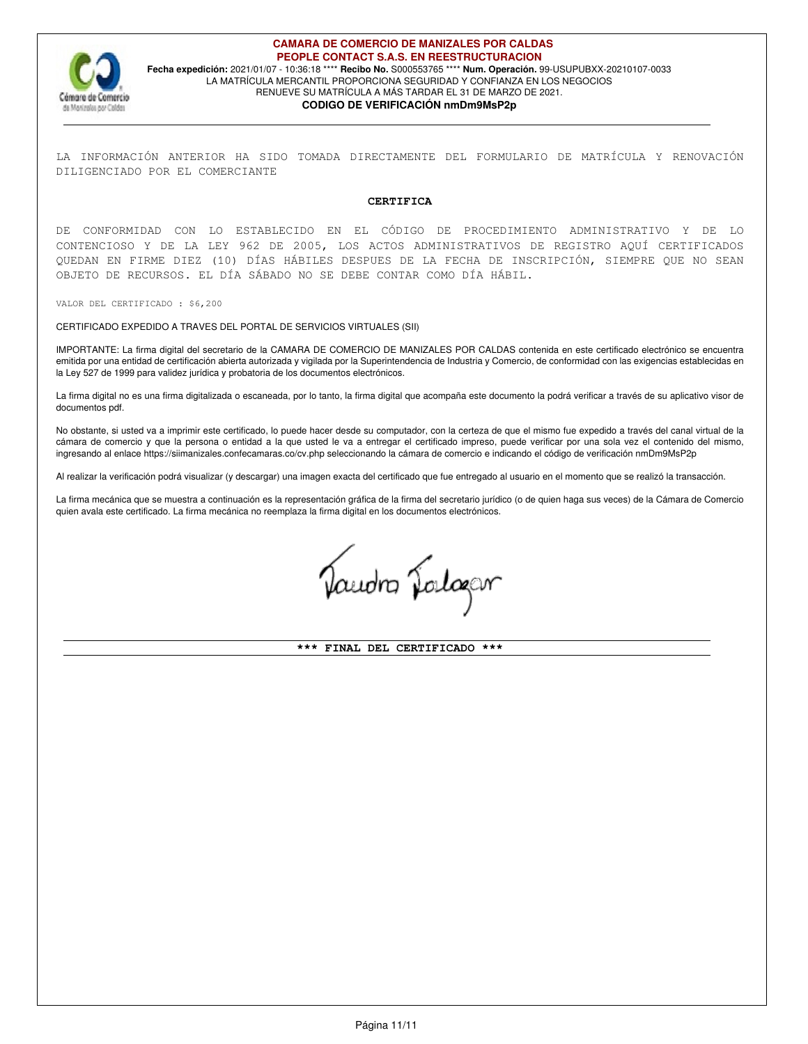LA INFORMACIÓN ANTERIOR HA SIDO TOMADA DIRECTAMENTE DEL FORMULARIO DE MATRÍCULA Y RENOVACIÓN DILIGENCIADO POR EL COMERCIANTE

**CERTIFICA**

DE CONFORMIDAD CON LO ESTABLECIDO EN EL CÓDIGO DE PROCEDIMIENTO ADMINISTRATIVO Y DE LO CONTENCIOSO Y DE LA LEY 962 DE 2005, LOS ACTOS ADMINISTRATIVOS DE REGISTRO AQUÍ CERTIFICADOS QUEDAN EN FIRME DIEZ (10) DÍAS HÁBILES DESPUES DE LA FECHA DE INSCRIPCIÓN, SIEMPRE QUE NO SEAN OBJETO DE RECURSOS. EL DÍA SÁBADO NO SE DEBE CONTAR COMO DÍA HÁBIL.

VALOR DEL CERTIFICADO : $6,200

CERTIFICADO EXPEDIDO A TRAVES DEL PORTAL DE SERVICIOS VIRTUALES (SII)

IMPORTANTE: La firma digital del secretario de la CAMARA DE COMERCIO DE MANIZALES POR CALDAS contenida en este certificado electrónico se encuentra emitida por una entidad de certificación abierta autorizada y vigilada por la Superintendencia de Industria y Comercio, de conformidad con las exigencias establecidas en la Ley 527 de 1999 para validez jurídica y probatoria de los documentos electrónicos.

La firma digital no es una firma digitalizada o escaneada, por lo tanto, la firma digital que acompaña este documento la podrá verificar a través de su aplicativo visor de documentos pdf.

No obstante, si usted va a imprimir este certificado, lo puede hacer desde su computador, con la certeza de que el mismo fue expedido a través del canal virtual de la cámara de comercio y que la persona o entidad a la que usted le va a entregar el certificado impreso, puede verificar por una sola vez el contenido del mismo, ingresando al enlace https://siimanizales.confecamaras.co/cv.php seleccionando la cámara de comercio e indicando el código de verificación nmDm9MsP2p

Al realizar la verificación podrá visualizar (y descargar) una imagen exacta del certificado que fue entregado al usuario en el momento que se realizó la transacción.

La firma mecánica que se muestra a continuación es la representación gráfica de la firma del secretario jurídico (o de quien haga sus veces) de la Cámara de Comercio quien avala este certificado. La firma mecánica no reemplaza la firma digital en los documentos electrónicos.

**\*\*\* FINAL DEL CERTIFICADO \*\*\***